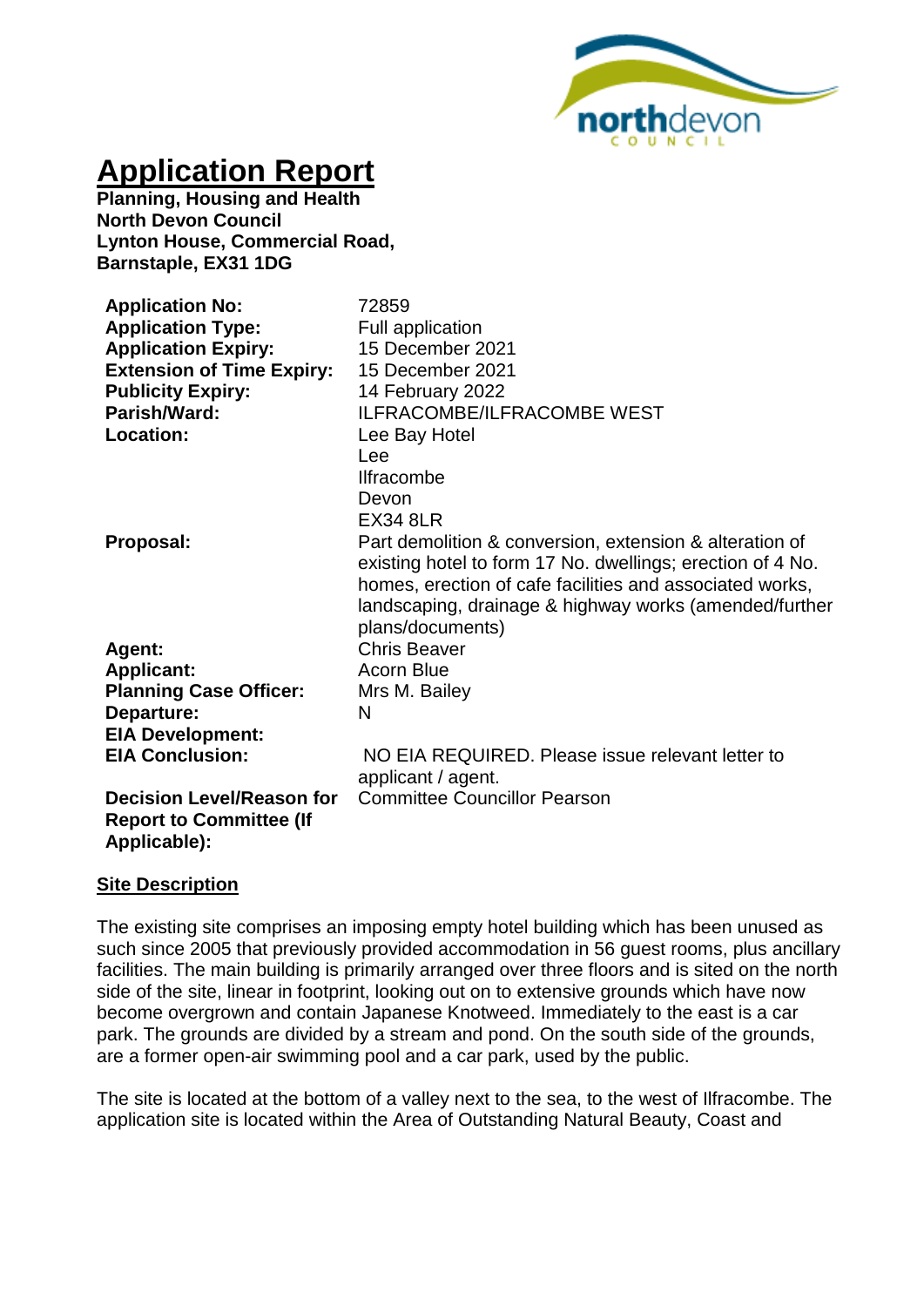# Application Report

**Planning, Housing and Health**
**North Devon Council**
**Lynton House, Commercial Road,**
**Barnstaple, EX31 1DG**

| | |
|---|---|
| **Application No:** | 72859 |
| **Application Type:** | Full application |
| **Application Expiry:** | 15 December 2021 |
| **Extension of Time Expiry:** | 15 December 2021 |
| **Publicity Expiry:** | 14 February 2022 |
| **Parish/Ward:** | ILFRACOMBE/ILFRACOMBE WEST |
| **Location:** | Lee Bay Hotel<br>Lee<br>Ilfracombe<br>Devon<br>EX34 8LR |
| **Proposal:** | Part demolition & conversion, extension & alteration of existing hotel to form 17 No. dwellings; erection of 4 No. homes, erection of cafe facilities and associated works, landscaping, drainage & highway works (amended/further plans/documents) |
| **Agent:** | Chris Beaver |
| **Applicant:** | Acorn Blue |
| **Planning Case Officer:** | Mrs M. Bailey |
| **Departure:** | N |
| **EIA Development:** | |
| **EIA Conclusion:** | NO EIA REQUIRED. Please issue relevant letter to applicant / agent. |
| **Decision Level/Reason for Report to Committee (If Applicable):** | Committee Councillor Pearson |

## Site Description

The existing site comprises an imposing empty hotel building which has been unused as such since 2005 that previously provided accommodation in 56 guest rooms, plus ancillary facilities. The main building is primarily arranged over three floors and is sited on the north side of the site, linear in footprint, looking out on to extensive grounds which have now become overgrown and contain Japanese Knotweed. Immediately to the east is a car park. The grounds are divided by a stream and pond. On the south side of the grounds, are a former open-air swimming pool and a car park, used by the public.

The site is located at the bottom of a valley next to the sea, to the west of Ilfracombe. The application site is located within the Area of Outstanding Natural Beauty, Coast and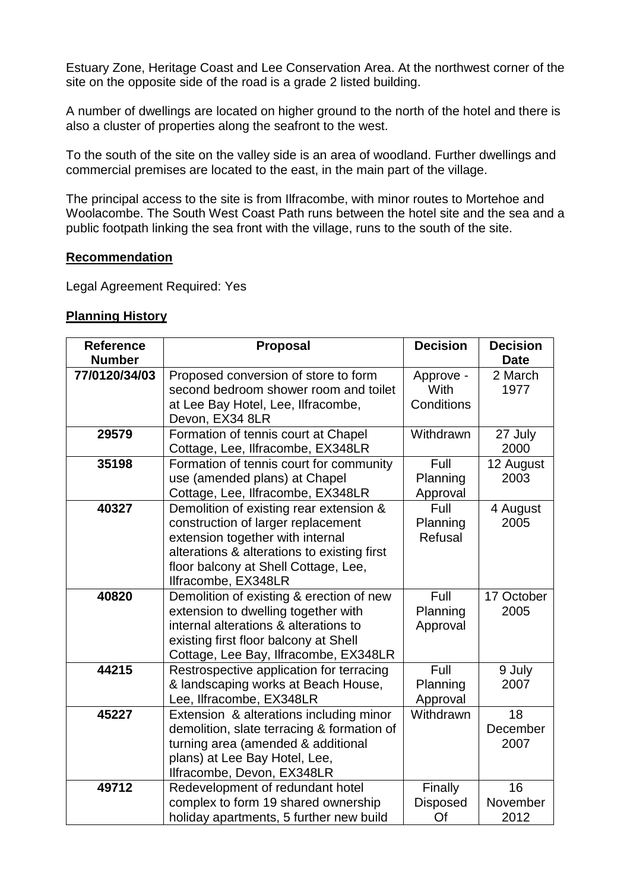Estuary Zone, Heritage Coast and Lee Conservation Area. At the northwest corner of the site on the opposite side of the road is a grade 2 listed building.

A number of dwellings are located on higher ground to the north of the hotel and there is also a cluster of properties along the seafront to the west.

To the south of the site on the valley side is an area of woodland. Further dwellings and commercial premises are located to the east, in the main part of the village.

The principal access to the site is from Ilfracombe, with minor routes to Mortehoe and Woolacombe. The South West Coast Path runs between the hotel site and the sea and a public footpath linking the sea front with the village, runs to the south of the site.

## Recommendation

Legal Agreement Required: Yes

## Planning History

| Reference Number | Proposal | Decision | Decision Date |
|---|---|---|---|
| **77/0120/34/03** | Proposed conversion of store to form second bedroom shower room and toilet at Lee Bay Hotel, Lee, Ilfracombe, Devon, EX34 8LR | Approve - With Conditions | 2 March 1977 |
| **29579** | Formation of tennis court at Chapel Cottage, Lee, Ilfracombe, EX348LR | Withdrawn | 27 July 2000 |
| **35198** | Formation of tennis court for community use (amended plans) at Chapel Cottage, Lee, Ilfracombe, EX348LR | Full Planning Approval | 12 August 2003 |
| **40327** | Demolition of existing rear extension & construction of larger replacement extension together with internal alterations & alterations to existing first floor balcony at Shell Cottage, Lee, Ilfracombe, EX348LR | Full Planning Refusal | 4 August 2005 |
| **40820** | Demolition of existing & erection of new extension to dwelling together with internal alterations & alterations to existing first floor balcony at Shell Cottage, Lee Bay, Ilfracombe, EX348LR | Full Planning Approval | 17 October 2005 |
| **44215** | Restrospective application for terracing & landscaping works at Beach House, Lee, Ilfracombe, EX348LR | Full Planning Approval | 9 July 2007 |
| **45227** | Extension & alterations including minor demolition, slate terracing & formation of turning area (amended & additional plans) at Lee Bay Hotel, Lee, Ilfracombe, Devon, EX348LR | Withdrawn | 18 December 2007 |
| **49712** | Redevelopment of redundant hotel complex to form 19 shared ownership holiday apartments, 5 further new build | Finally Disposed Of | 16 November 2012 |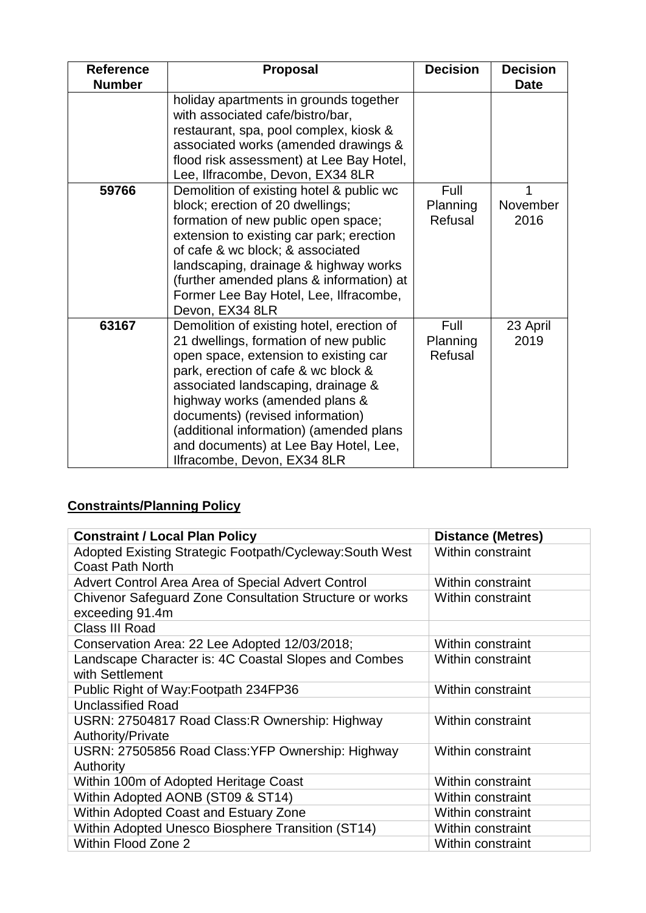| Reference Number | Proposal | Decision | Decision Date |
|---|---|---|---|
| | holiday apartments in grounds together with associated cafe/bistro/bar, restaurant, spa, pool complex, kiosk & associated works (amended drawings & flood risk assessment) at Lee Bay Hotel, Lee, Ilfracombe, Devon, EX34 8LR | | |
| **59766** | Demolition of existing hotel & public wc block; erection of 20 dwellings; formation of new public open space; extension to existing car park; erection of cafe & wc block; & associated landscaping, drainage & highway works (further amended plans & information) at Former Lee Bay Hotel, Lee, Ilfracombe, Devon, EX34 8LR | Full Planning Refusal | 1 November 2016 |
| **63167** | Demolition of existing hotel, erection of 21 dwellings, formation of new public open space, extension to existing car park, erection of cafe & wc block & associated landscaping, drainage & highway works (amended plans & documents) (revised information) (additional information) (amended plans and documents) at Lee Bay Hotel, Lee, Ilfracombe, Devon, EX34 8LR | Full Planning Refusal | 23 April 2019 |

## **Constraints/Planning Policy**

| Constraint / Local Plan Policy | Distance (Metres) |
|---|---|
| Adopted Existing Strategic Footpath/Cycleway:South West Coast Path North | Within constraint |
| Advert Control Area Area of Special Advert Control | Within constraint |
| Chivenor Safeguard Zone Consultation Structure or works exceeding 91.4m | Within constraint |
| Class III Road | |
| Conservation Area: 22 Lee Adopted 12/03/2018; | Within constraint |
| Landscape Character is: 4C Coastal Slopes and Combes with Settlement | Within constraint |
| Public Right of Way:Footpath 234FP36 | Within constraint |
| Unclassified Road | |
| USRN: 27504817 Road Class:R Ownership: Highway Authority/Private | Within constraint |
| USRN: 27505856 Road Class:YFP Ownership: Highway Authority | Within constraint |
| Within 100m of Adopted Heritage Coast | Within constraint |
| Within Adopted AONB (ST09 & ST14) | Within constraint |
| Within Adopted Coast and Estuary Zone | Within constraint |
| Within Adopted Unesco Biosphere Transition (ST14) | Within constraint |
| Within Flood Zone 2 | Within constraint |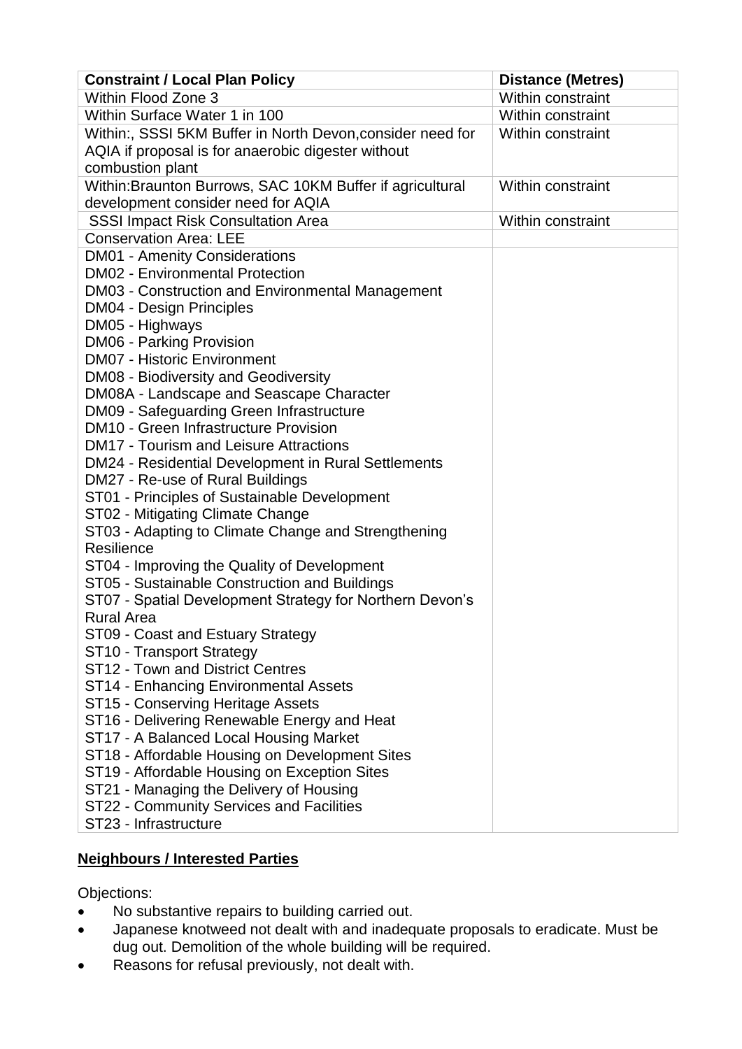| Constraint / Local Plan Policy | Distance (Metres) |
|---|---|
| Within Flood Zone 3 | Within constraint |
| Within Surface Water 1 in 100 | Within constraint |
| Within:, SSSI 5KM Buffer in North Devon,consider need for AQIA if proposal is for anaerobic digester without combustion plant | Within constraint |
| Within:Braunton Burrows, SAC 10KM Buffer if agricultural development consider need for AQIA | Within constraint |
| SSSI Impact Risk Consultation Area | Within constraint |
| Conservation Area: LEE | |
| DM01 - Amenity Considerations<br>DM02 - Environmental Protection<br>DM03 - Construction and Environmental Management<br>DM04 - Design Principles<br>DM05 - Highways<br>DM06 - Parking Provision<br>DM07 - Historic Environment<br>DM08 - Biodiversity and Geodiversity<br>DM08A - Landscape and Seascape Character<br>DM09 - Safeguarding Green Infrastructure<br>DM10 - Green Infrastructure Provision<br>DM17 - Tourism and Leisure Attractions<br>DM24 - Residential Development in Rural Settlements<br>DM27 - Re-use of Rural Buildings<br>ST01 - Principles of Sustainable Development<br>ST02 - Mitigating Climate Change<br>ST03 - Adapting to Climate Change and Strengthening Resilience<br>ST04 - Improving the Quality of Development<br>ST05 - Sustainable Construction and Buildings<br>ST07 - Spatial Development Strategy for Northern Devon's Rural Area<br>ST09 - Coast and Estuary Strategy<br>ST10 - Transport Strategy<br>ST12 - Town and District Centres<br>ST14 - Enhancing Environmental Assets<br>ST15 - Conserving Heritage Assets<br>ST16 - Delivering Renewable Energy and Heat<br>ST17 - A Balanced Local Housing Market<br>ST18 - Affordable Housing on Development Sites<br>ST19 - Affordable Housing on Exception Sites<br>ST21 - Managing the Delivery of Housing<br>ST22 - Community Services and Facilities<br>ST23 - Infrastructure | |

## Neighbours / Interested Parties

Objections:

- No substantive repairs to building carried out.
- Japanese knotweed not dealt with and inadequate proposals to eradicate. Must be dug out. Demolition of the whole building will be required.
- Reasons for refusal previously, not dealt with.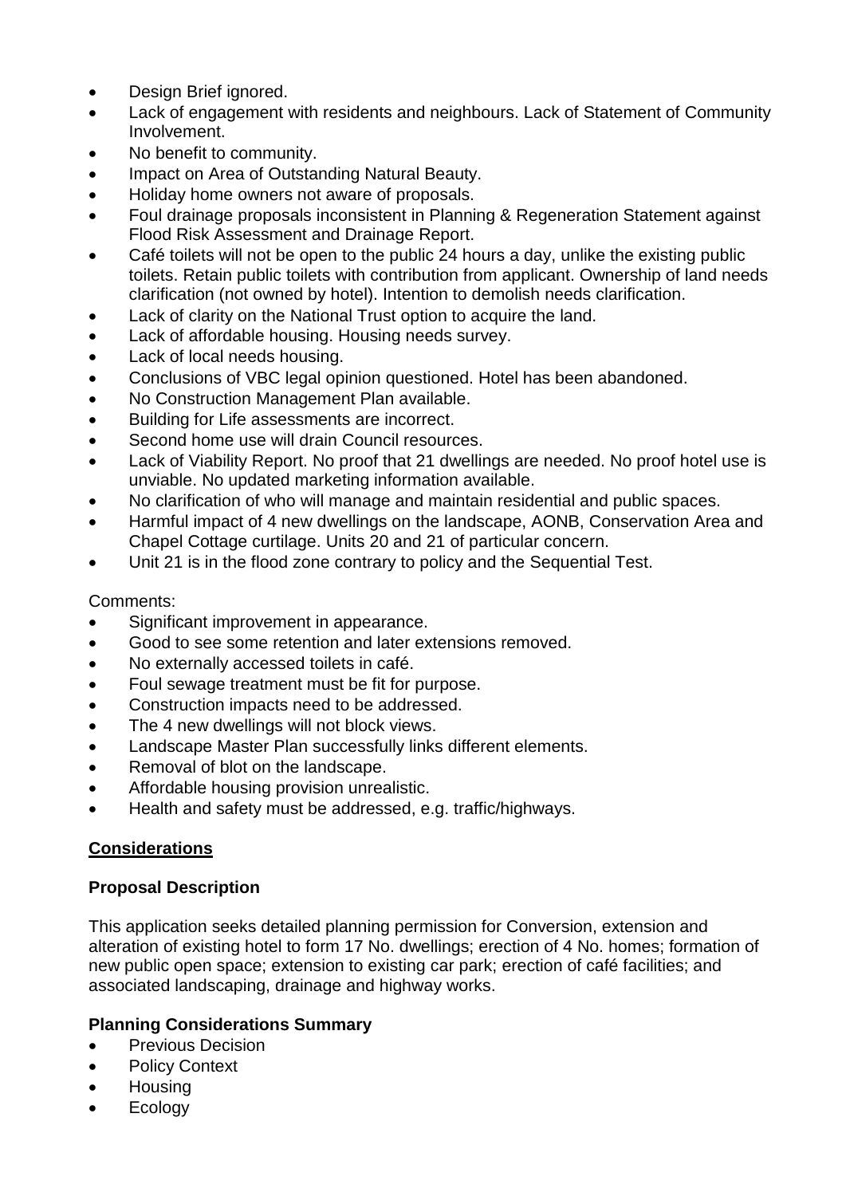- Design Brief ignored.
- Lack of engagement with residents and neighbours. Lack of Statement of Community Involvement.
- No benefit to community.
- Impact on Area of Outstanding Natural Beauty.
- Holiday home owners not aware of proposals.
- Foul drainage proposals inconsistent in Planning & Regeneration Statement against Flood Risk Assessment and Drainage Report.
- Café toilets will not be open to the public 24 hours a day, unlike the existing public toilets. Retain public toilets with contribution from applicant. Ownership of land needs clarification (not owned by hotel). Intention to demolish needs clarification.
- Lack of clarity on the National Trust option to acquire the land.
- Lack of affordable housing. Housing needs survey.
- Lack of local needs housing.
- Conclusions of VBC legal opinion questioned. Hotel has been abandoned.
- No Construction Management Plan available.
- Building for Life assessments are incorrect.
- Second home use will drain Council resources.
- Lack of Viability Report. No proof that 21 dwellings are needed. No proof hotel use is unviable. No updated marketing information available.
- No clarification of who will manage and maintain residential and public spaces.
- Harmful impact of 4 new dwellings on the landscape, AONB, Conservation Area and Chapel Cottage curtilage. Units 20 and 21 of particular concern.
- Unit 21 is in the flood zone contrary to policy and the Sequential Test.

Comments:

- Significant improvement in appearance.
- Good to see some retention and later extensions removed.
- No externally accessed toilets in café.
- Foul sewage treatment must be fit for purpose.
- Construction impacts need to be addressed.
- The 4 new dwellings will not block views.
- Landscape Master Plan successfully links different elements.
- Removal of blot on the landscape.
- Affordable housing provision unrealistic.
- Health and safety must be addressed, e.g. traffic/highways.

## Considerations

### Proposal Description

This application seeks detailed planning permission for Conversion, extension and alteration of existing hotel to form 17 No. dwellings; erection of 4 No. homes; formation of new public open space; extension to existing car park; erection of café facilities; and associated landscaping, drainage and highway works.

### Planning Considerations Summary

- Previous Decision
- Policy Context
- Housing
- Ecology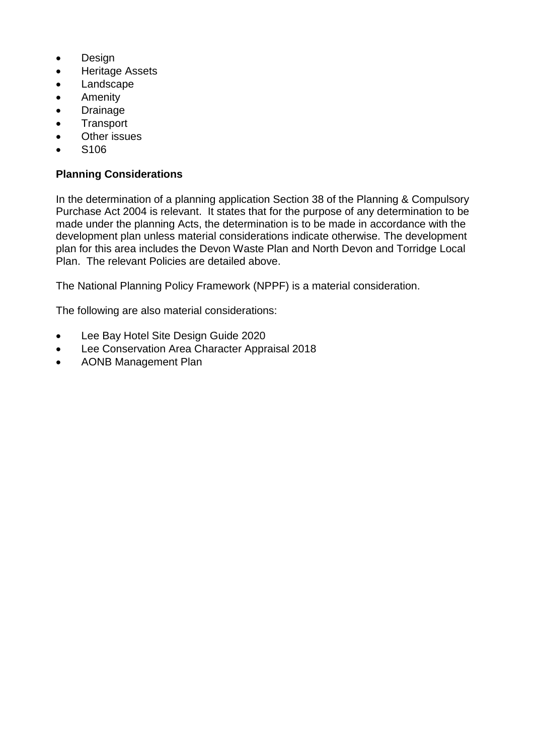- Design
- Heritage Assets
- Landscape
- Amenity
- Drainage
- Transport
- Other issues
- S106

**Planning Considerations**

In the determination of a planning application Section 38 of the Planning & Compulsory Purchase Act 2004 is relevant. It states that for the purpose of any determination to be made under the planning Acts, the determination is to be made in accordance with the development plan unless material considerations indicate otherwise. The development plan for this area includes the Devon Waste Plan and North Devon and Torridge Local Plan. The relevant Policies are detailed above.

The National Planning Policy Framework (NPPF) is a material consideration.

The following are also material considerations:

- Lee Bay Hotel Site Design Guide 2020
- Lee Conservation Area Character Appraisal 2018
- AONB Management Plan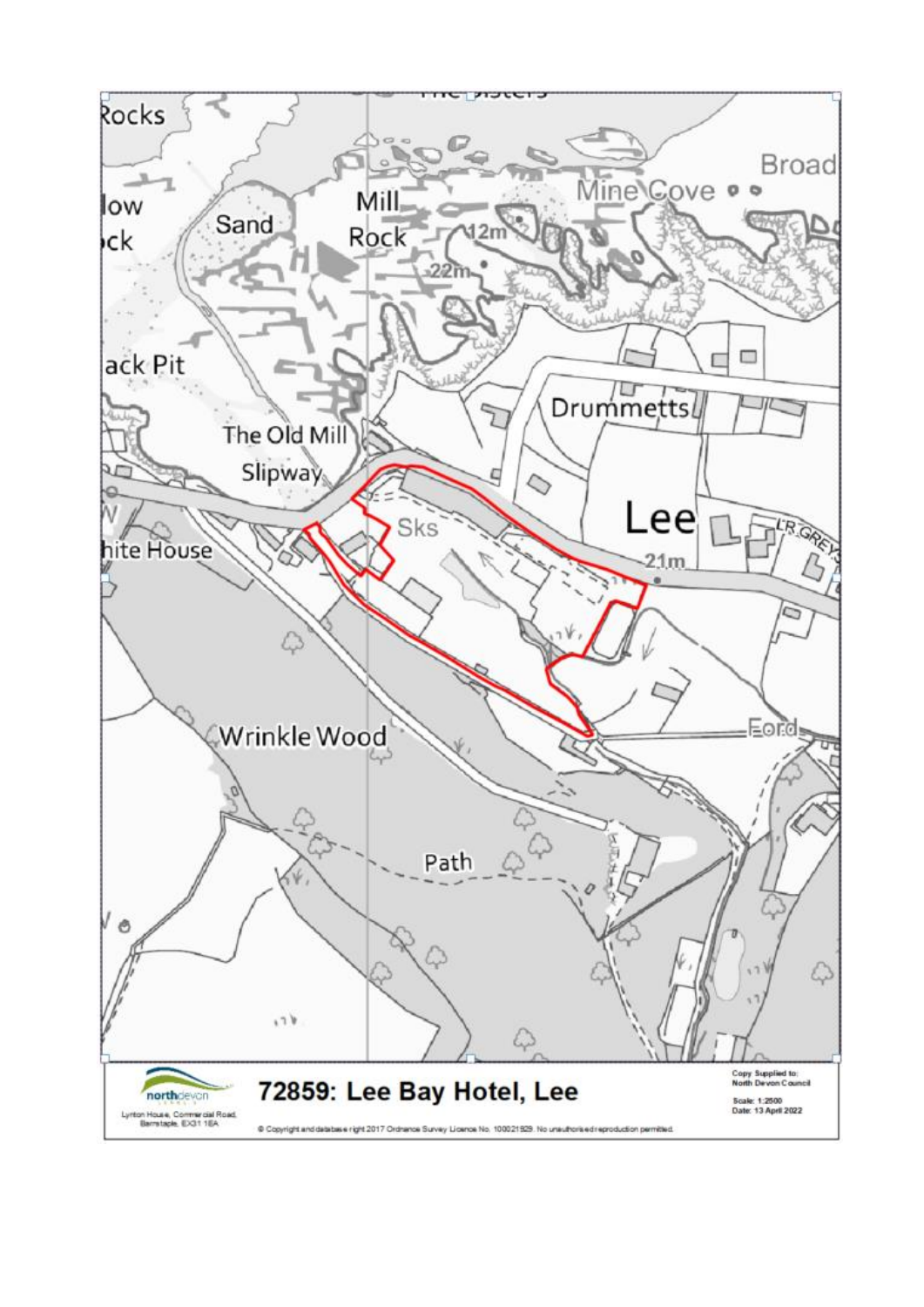# 72859: Lee Bay Hotel, Lee

northdevon

Lynton House, Commercial Road, Barnstaple, EX31 1EA

Copy Supplied to: North Devon Council

Scale: 1:2500

Date: 13 April 2022

© Copyright and database right 2017 Ordnance Survey Licence No. 100021929. No unauthorised reproduction permitted.